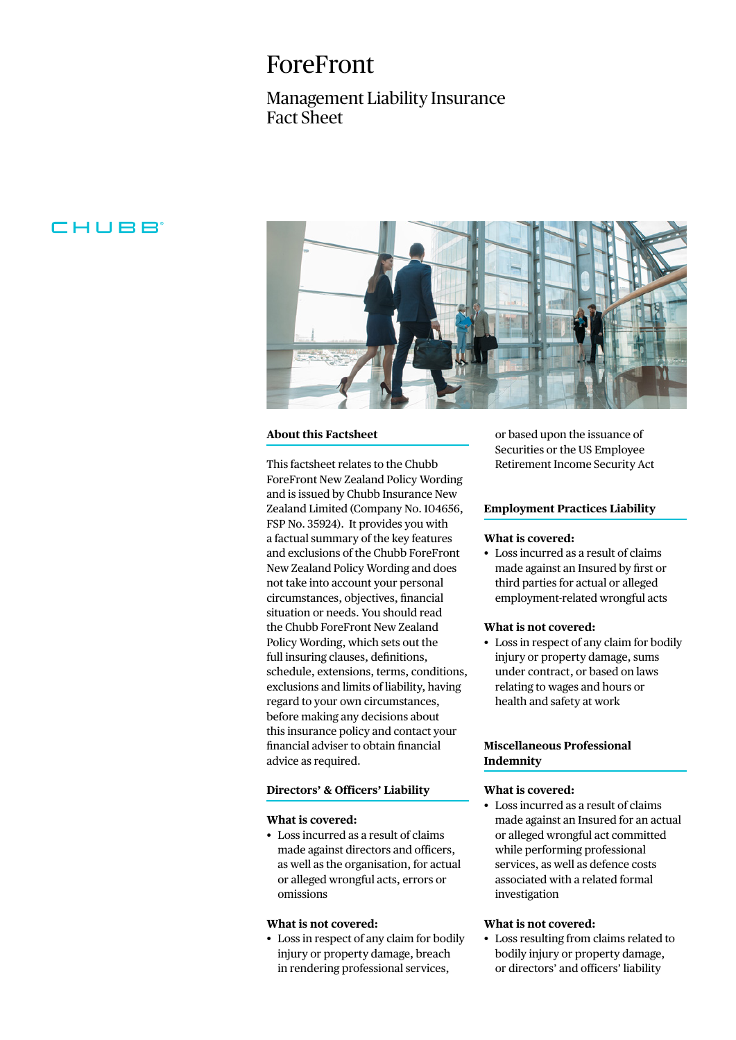# ForeFront

## Management Liability Insurance Fact Sheet

CHUBB

### About this Factsheet

This factsheet relates to the Chubb ForeFront New Zealand Policy Wording and is issued by Chubb Insurance New Zealand Limited (Company No. 104656, FSP No. 35924). It provides you with a factual summary of the key features and exclusions of the Chubb ForeFront New Zealand Policy Wording and does not take into account your personal circumstances, objectives, financial situation or needs. You should read the Chubb ForeFront New Zealand Policy Wording, which sets out the full insuring clauses, definitions, schedule, extensions, terms, conditions, exclusions and limits of liability, having regard to your own circumstances, before making any decisions about this insurance policy and contact your financial adviser to obtain financial advice as required.

### Directors' & Officers' Liability

**What is covered:**

- Loss incurred as a result of claims made against directors and officers, as well as the organisation, for actual or alleged wrongful acts, errors or omissions

**What is not covered:**

- Loss in respect of any claim for bodily injury or property damage, breach in rendering professional services, or based upon the issuance of Securities or the US Employee Retirement Income Security Act

### Employment Practices Liability

**What is covered:**

- Loss incurred as a result of claims made against an Insured by first or third parties for actual or alleged employment-related wrongful acts

**What is not covered:**

- Loss in respect of any claim for bodily injury or property damage, sums under contract, or based on laws relating to wages and hours or health and safety at work

### Miscellaneous Professional Indemnity

**What is covered:**

- Loss incurred as a result of claims made against an Insured for an actual or alleged wrongful act committed while performing professional services, as well as defence costs associated with a related formal investigation

**What is not covered:**

- Loss resulting from claims related to bodily injury or property damage, or directors' and officers' liability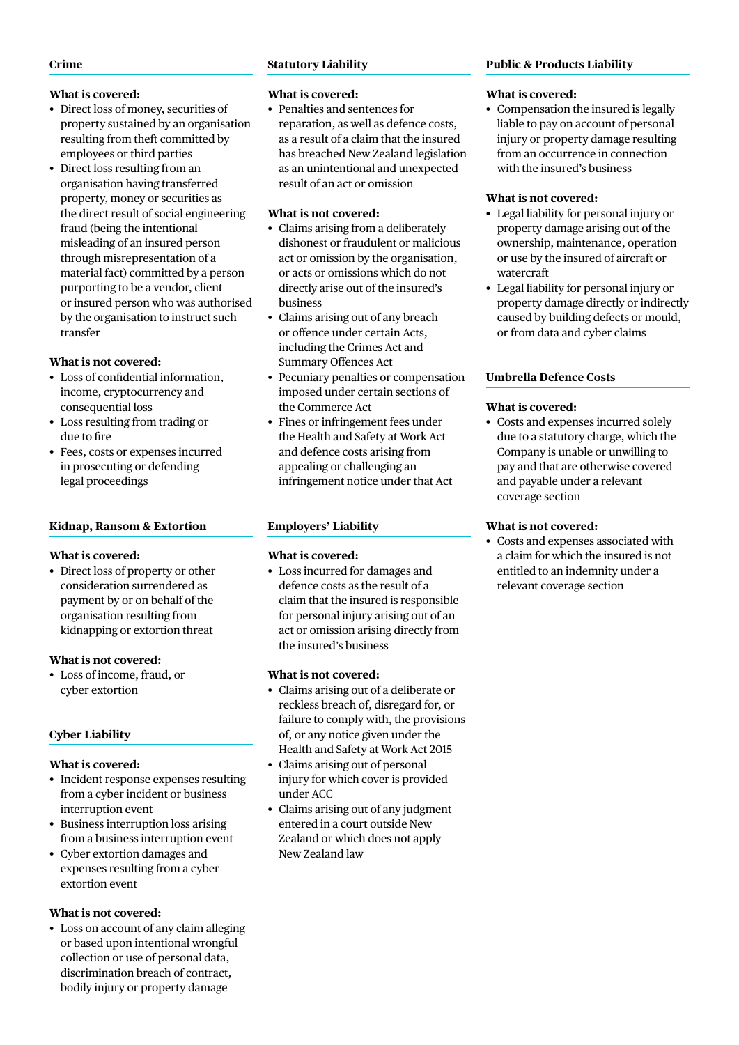## Crime

**What is covered:**

- Direct loss of money, securities of property sustained by an organisation resulting from theft committed by employees or third parties
- Direct loss resulting from an organisation having transferred property, money or securities as the direct result of social engineering fraud (being the intentional misleading of an insured person through misrepresentation of a material fact) committed by a person purporting to be a vendor, client or insured person who was authorised by the organisation to instruct such transfer

**What is not covered:**

- Loss of confidential information, income, cryptocurrency and consequential loss
- Loss resulting from trading or due to fire
- Fees, costs or expenses incurred in prosecuting or defending legal proceedings

## Kidnap, Ransom & Extortion

**What is covered:**

- Direct loss of property or other consideration surrendered as payment by or on behalf of the organisation resulting from kidnapping or extortion threat

**What is not covered:**

- Loss of income, fraud, or cyber extortion

## Cyber Liability

**What is covered:**

- Incident response expenses resulting from a cyber incident or business interruption event
- Business interruption loss arising from a business interruption event
- Cyber extortion damages and expenses resulting from a cyber extortion event

**What is not covered:**

- Loss on account of any claim alleging or based upon intentional wrongful collection or use of personal data, discrimination breach of contract, bodily injury or property damage

## Statutory Liability

**What is covered:**

- Penalties and sentences for reparation, as well as defence costs, as a result of a claim that the insured has breached New Zealand legislation as an unintentional and unexpected result of an act or omission

**What is not covered:**

- Claims arising from a deliberately dishonest or fraudulent or malicious act or omission by the organisation, or acts or omissions which do not directly arise out of the insured's business
- Claims arising out of any breach or offence under certain Acts, including the Crimes Act and Summary Offences Act
- Pecuniary penalties or compensation imposed under certain sections of the Commerce Act
- Fines or infringement fees under the Health and Safety at Work Act and defence costs arising from appealing or challenging an infringement notice under that Act

## Employers' Liability

**What is covered:**

- Loss incurred for damages and defence costs as the result of a claim that the insured is responsible for personal injury arising out of an act or omission arising directly from the insured's business

**What is not covered:**

- Claims arising out of a deliberate or reckless breach of, disregard for, or failure to comply with, the provisions of, or any notice given under the Health and Safety at Work Act 2015
- Claims arising out of personal injury for which cover is provided under ACC
- Claims arising out of any judgment entered in a court outside New Zealand or which does not apply New Zealand law

## Public & Products Liability

**What is covered:**

- Compensation the insured is legally liable to pay on account of personal injury or property damage resulting from an occurrence in connection with the insured's business

**What is not covered:**

- Legal liability for personal injury or property damage arising out of the ownership, maintenance, operation or use by the insured of aircraft or watercraft
- Legal liability for personal injury or property damage directly or indirectly caused by building defects or mould, or from data and cyber claims

## Umbrella Defence Costs

**What is covered:**

- Costs and expenses incurred solely due to a statutory charge, which the Company is unable or unwilling to pay and that are otherwise covered and payable under a relevant coverage section

**What is not covered:**

- Costs and expenses associated with a claim for which the insured is not entitled to an indemnity under a relevant coverage section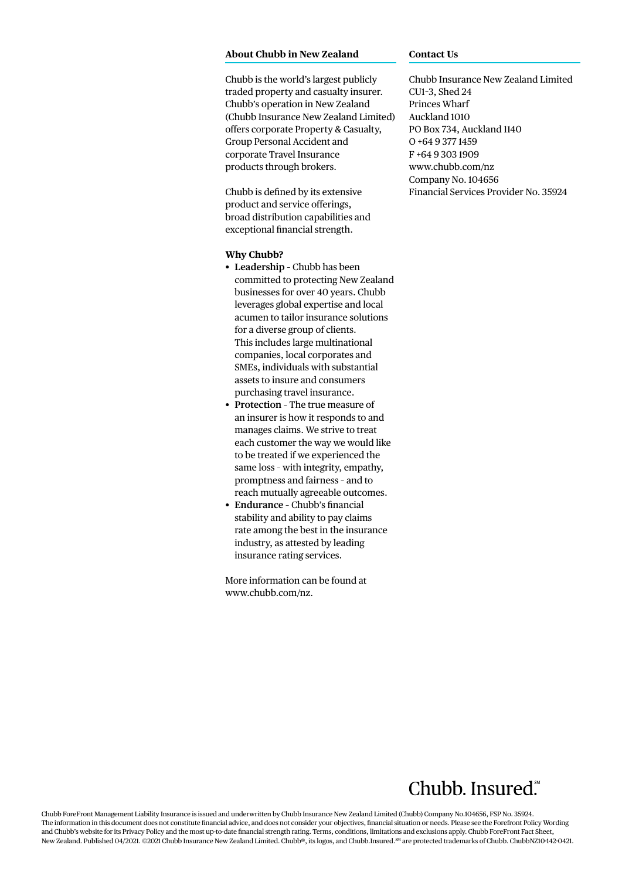## About Chubb in New Zealand

Chubb is the world's largest publicly traded property and casualty insurer. Chubb's operation in New Zealand (Chubb Insurance New Zealand Limited) offers corporate Property & Casualty, Group Personal Accident and corporate Travel Insurance products through brokers.

Chubb is defined by its extensive product and service offerings, broad distribution capabilities and exceptional financial strength.

**Why Chubb?**

- **Leadership** – Chubb has been committed to protecting New Zealand businesses for over 40 years. Chubb leverages global expertise and local acumen to tailor insurance solutions for a diverse group of clients. This includes large multinational companies, local corporates and SMEs, individuals with substantial assets to insure and consumers purchasing travel insurance.
- **Protection** – The true measure of an insurer is how it responds to and manages claims. We strive to treat each customer the way we would like to be treated if we experienced the same loss – with integrity, empathy, promptness and fairness – and to reach mutually agreeable outcomes.
- **Endurance** – Chubb's financial stability and ability to pay claims rate among the best in the insurance industry, as attested by leading insurance rating services.

More information can be found at www.chubb.com/nz.

## Contact Us

Chubb Insurance New Zealand Limited
CU1-3, Shed 24
Princes Wharf
Auckland 1010
PO Box 734, Auckland 1140
O +64 9 377 1459
F +64 9 303 1909
www.chubb.com/nz
Company No. 104656
Financial Services Provider No. 35924

Chubb. Insured.℠

Chubb ForeFront Management Liability Insurance is issued and underwritten by Chubb Insurance New Zealand Limited (Chubb) Company No.104656, FSP No. 35924. The information in this document does not constitute financial advice, and does not consider your objectives, financial situation or needs. Please see the Forefront Policy Wording and Chubb's website for its Privacy Policy and the most up-to-date financial strength rating. Terms, conditions, limitations and exclusions apply. Chubb ForeFront Fact Sheet, New Zealand. Published 04/2021. ©2021 Chubb Insurance New Zealand Limited. Chubb®, its logos, and Chubb.Insured.℠ are protected trademarks of Chubb. ChubbNZ10-142-0421.